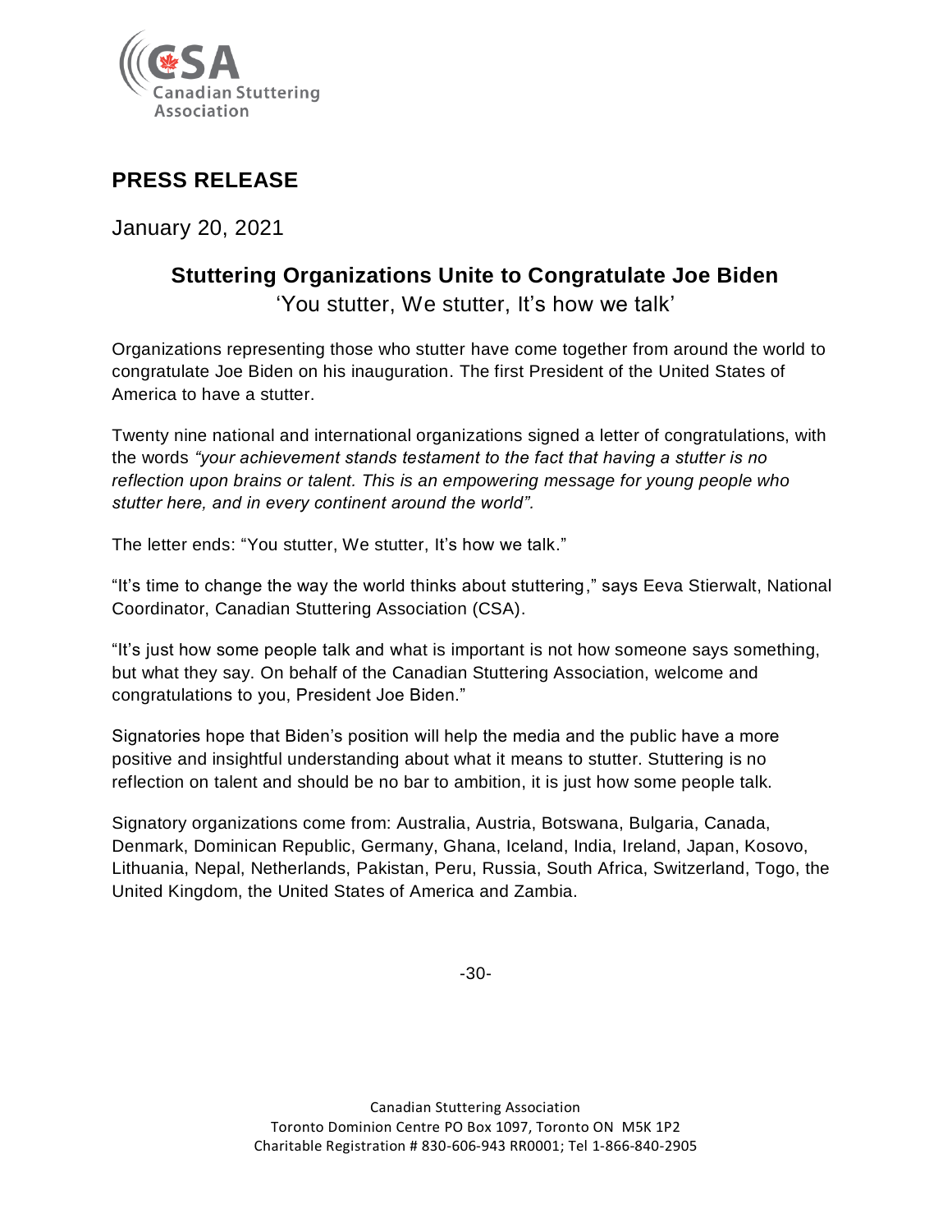Canadian Stuttering Association

# PRESS RELEASE

January 20, 2021

## Stuttering Organizations Unite to Congratulate Joe Biden

'You stutter, We stutter, It's how we talk'

Organizations representing those who stutter have come together from around the world to congratulate Joe Biden on his inauguration. The first President of the United States of America to have a stutter.

Twenty nine national and international organizations signed a letter of congratulations, with the words *"your achievement stands testament to the fact that having a stutter is no reflection upon brains or talent. This is an empowering message for young people who stutter here, and in every continent around the world".*

The letter ends: "You stutter, We stutter, It's how we talk."

"It's time to change the way the world thinks about stuttering," says Eeva Stierwalt, National Coordinator, Canadian Stuttering Association (CSA).

"It's just how some people talk and what is important is not how someone says something, but what they say. On behalf of the Canadian Stuttering Association, welcome and congratulations to you, President Joe Biden."

Signatories hope that Biden's position will help the media and the public have a more positive and insightful understanding about what it means to stutter. Stuttering is no reflection on talent and should be no bar to ambition, it is just how some people talk.

Signatory organizations come from: Australia, Austria, Botswana, Bulgaria, Canada, Denmark, Dominican Republic, Germany, Ghana, Iceland, India, Ireland, Japan, Kosovo, Lithuania, Nepal, Netherlands, Pakistan, Peru, Russia, South Africa, Switzerland, Togo, the United Kingdom, the United States of America and Zambia.

-30-

Canadian Stuttering Association
Toronto Dominion Centre PO Box 1097, Toronto ON M5K 1P2
Charitable Registration # 830-606-943 RR0001; Tel 1-866-840-2905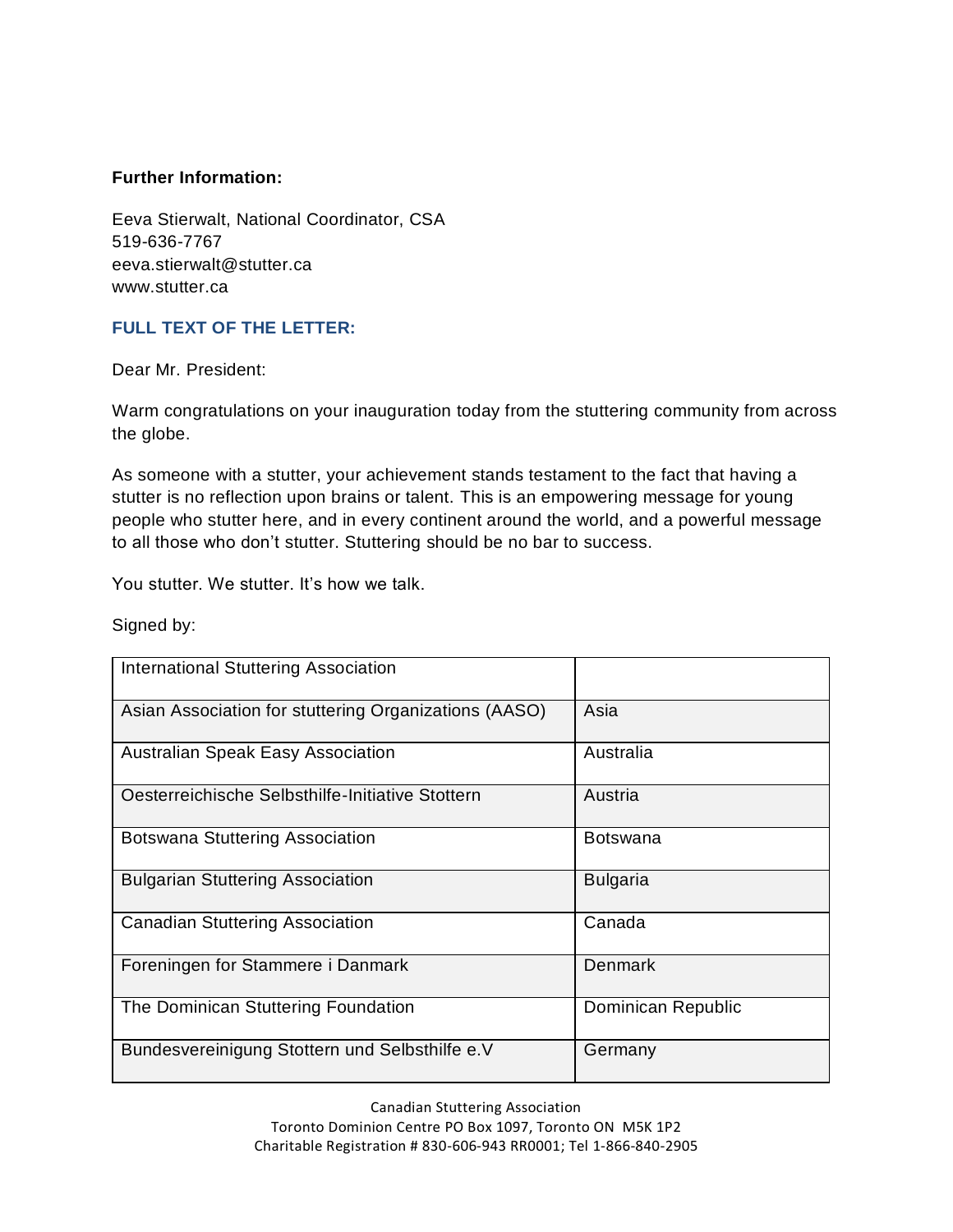**Further Information:**

Eeva Stierwalt, National Coordinator, CSA
519-636-7767
eeva.stierwalt@stutter.ca
www.stutter.ca

### FULL TEXT OF THE LETTER:

Dear Mr. President:

Warm congratulations on your inauguration today from the stuttering community from across the globe.

As someone with a stutter, your achievement stands testament to the fact that having a stutter is no reflection upon brains or talent. This is an empowering message for young people who stutter here, and in every continent around the world, and a powerful message to all those who don't stutter. Stuttering should be no bar to success.

You stutter. We stutter. It's how we talk.

Signed by:

| | |
|---|---|
| International Stuttering Association | |
| Asian Association for stuttering Organizations (AASO) | Asia |
| Australian Speak Easy Association | Australia |
| Oesterreichische Selbsthilfe-Initiative Stottern | Austria |
| Botswana Stuttering Association | Botswana |
| Bulgarian Stuttering Association | Bulgaria |
| Canadian Stuttering Association | Canada |
| Foreningen for Stammere i Danmark | Denmark |
| The Dominican Stuttering Foundation | Dominican Republic |
| Bundesvereinigung Stottern und Selbsthilfe e.V | Germany |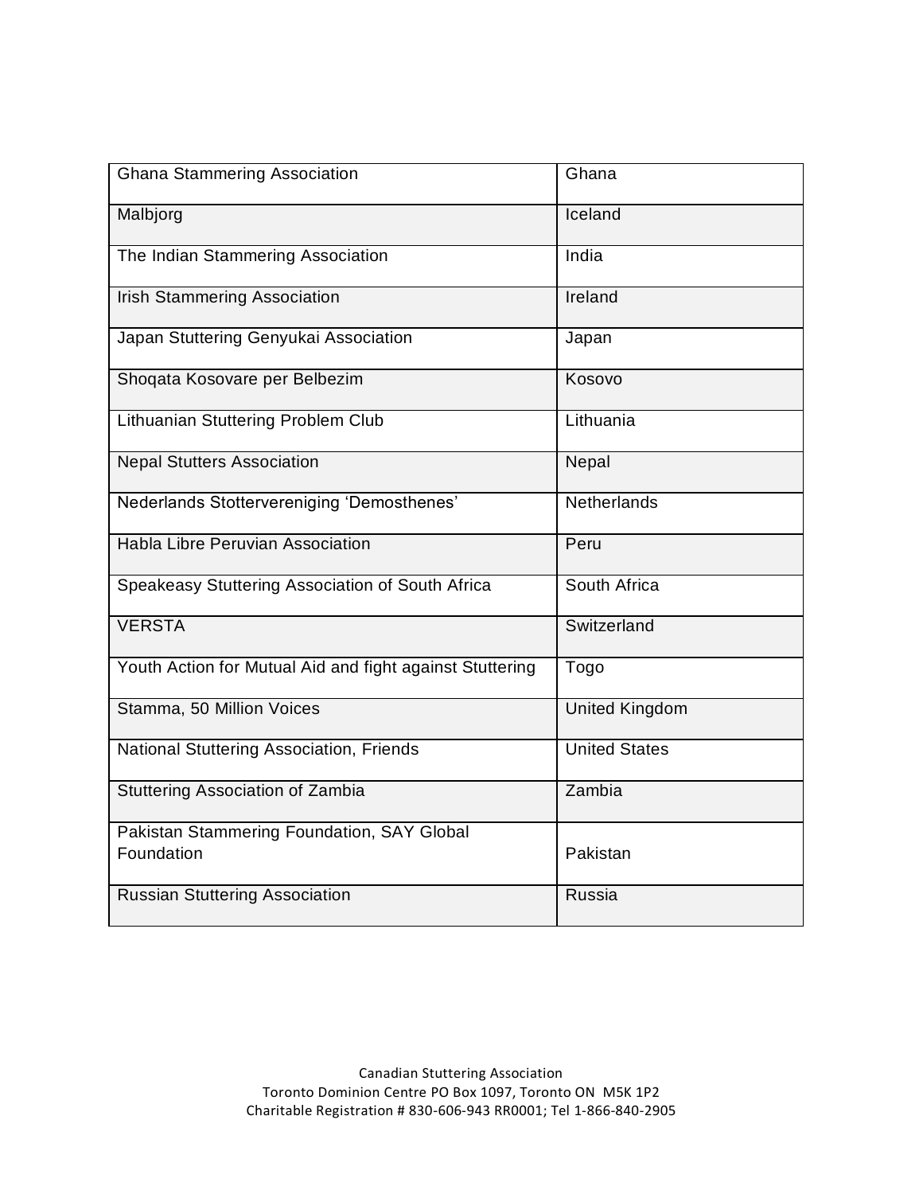| | |
|---|---|
| Ghana Stammering Association | Ghana |
| Malbjorg | Iceland |
| The Indian Stammering Association | India |
| Irish Stammering Association | Ireland |
| Japan Stuttering Genyukai Association | Japan |
| Shoqata Kosovare per Belbezim | Kosovo |
| Lithuanian Stuttering Problem Club | Lithuania |
| Nepal Stutters Association | Nepal |
| Nederlands Stottervereniging 'Demosthenes' | Netherlands |
| Habla Libre Peruvian Association | Peru |
| Speakeasy Stuttering Association of South Africa | South Africa |
| VERSTA | Switzerland |
| Youth Action for Mutual Aid and fight against Stuttering | Togo |
| Stamma, 50 Million Voices | United Kingdom |
| National Stuttering Association, Friends | United States |
| Stuttering Association of Zambia | Zambia |
| Pakistan Stammering Foundation, SAY Global Foundation | Pakistan |
| Russian Stuttering Association | Russia |

Canadian Stuttering Association
Toronto Dominion Centre PO Box 1097, Toronto ON M5K 1P2
Charitable Registration # 830-606-943 RR0001; Tel 1-866-840-2905